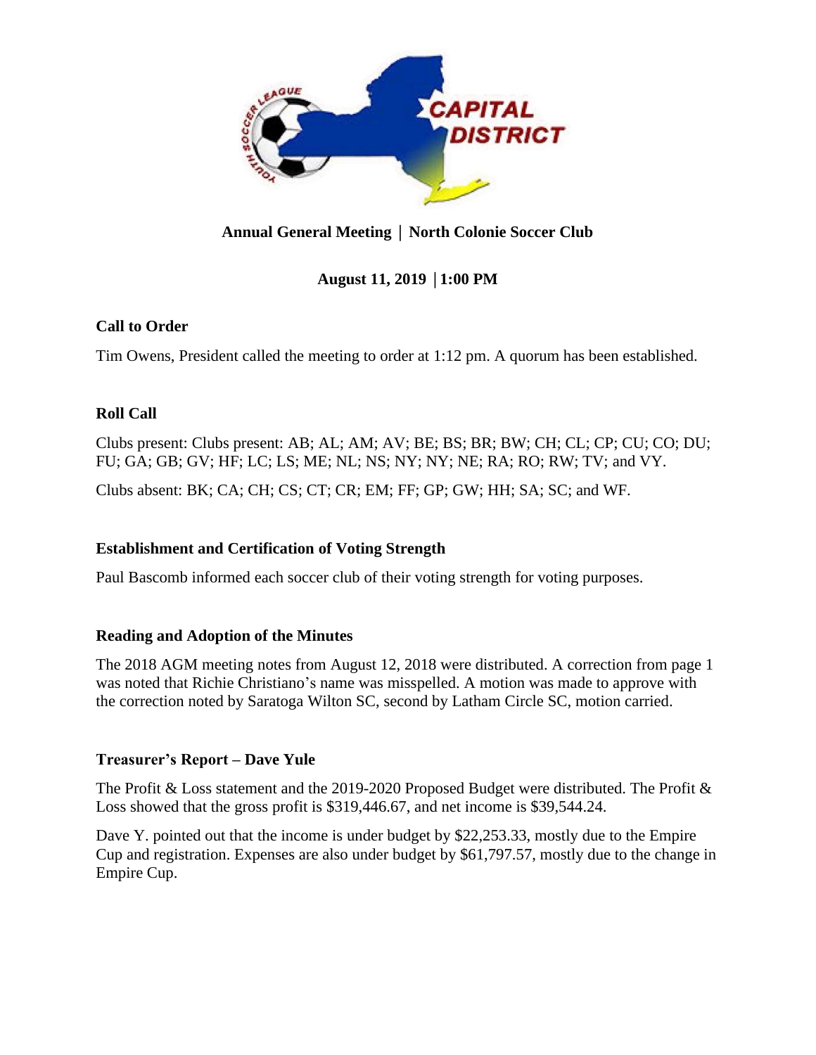**Annual General Meeting | North Colonie Soccer Club**

**August 11, 2019 | 1:00 PM**

**Call to Order**

Tim Owens, President called the meeting to order at 1:12 pm. A quorum has been established.

**Roll Call**

Clubs present: Clubs present: AB; AL; AM; AV; BE; BS; BR; BW; CH; CL; CP; CU; CO; DU; FU; GA; GB; GV; HF; LC; LS; ME; NL; NS; NY; NY; NE; RA; RO; RW; TV; and VY.

Clubs absent: BK; CA; CH; CS; CT; CR; EM; FF; GP; GW; HH; SA; SC; and WF.

**Establishment and Certification of Voting Strength**

Paul Bascomb informed each soccer club of their voting strength for voting purposes.

**Reading and Adoption of the Minutes**

The 2018 AGM meeting notes from August 12, 2018 were distributed. A correction from page 1 was noted that Richie Christiano's name was misspelled. A motion was made to approve with the correction noted by Saratoga Wilton SC, second by Latham Circle SC, motion carried.

**Treasurer's Report – Dave Yule**

The Profit & Loss statement and the 2019-2020 Proposed Budget were distributed. The Profit & Loss showed that the gross profit is $319,446.67, and net income is $39,544.24.

Dave Y. pointed out that the income is under budget by $22,253.33, mostly due to the Empire Cup and registration. Expenses are also under budget by $61,797.57, mostly due to the change in Empire Cup.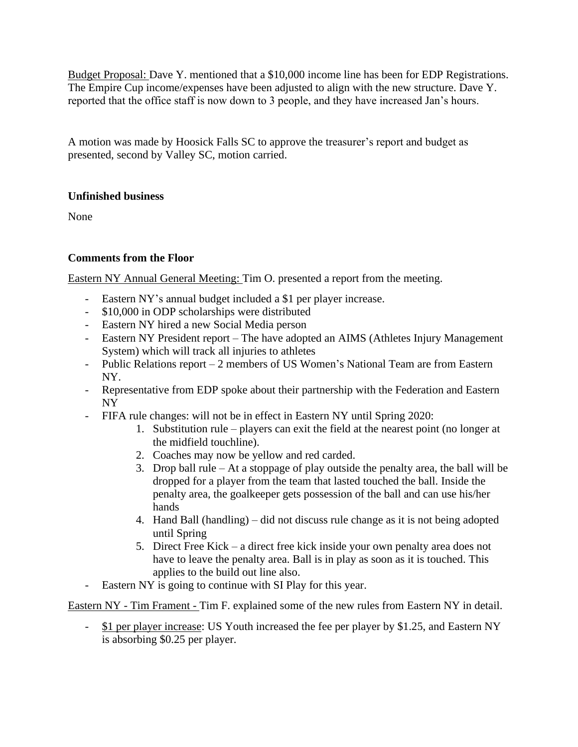<u>Budget Proposal:</u> Dave Y. mentioned that a $10,000 income line has been for EDP Registrations. The Empire Cup income/expenses have been adjusted to align with the new structure. Dave Y. reported that the office staff is now down to 3 people, and they have increased Jan's hours.

A motion was made by Hoosick Falls SC to approve the treasurer's report and budget as presented, second by Valley SC, motion carried.

**Unfinished business**

None

**Comments from the Floor**

<u>Eastern NY Annual General Meeting:</u> Tim O. presented a report from the meeting.

- Eastern NY's annual budget included a $1 per player increase.
- $10,000 in ODP scholarships were distributed
- Eastern NY hired a new Social Media person
- Eastern NY President report – The have adopted an AIMS (Athletes Injury Management System) which will track all injuries to athletes
- Public Relations report – 2 members of US Women's National Team are from Eastern NY.
- Representative from EDP spoke about their partnership with the Federation and Eastern NY
- FIFA rule changes: will not be in effect in Eastern NY until Spring 2020:
    1. Substitution rule – players can exit the field at the nearest point (no longer at the midfield touchline).
    2. Coaches may now be yellow and red carded.
    3. Drop ball rule – At a stoppage of play outside the penalty area, the ball will be dropped for a player from the team that lasted touched the ball. Inside the penalty area, the goalkeeper gets possession of the ball and can use his/her hands
    4. Hand Ball (handling) – did not discuss rule change as it is not being adopted until Spring
    5. Direct Free Kick – a direct free kick inside your own penalty area does not have to leave the penalty area. Ball is in play as soon as it is touched. This applies to the build out line also.
- Eastern NY is going to continue with SI Play for this year.

<u>Eastern NY - Tim Frament -</u> Tim F. explained some of the new rules from Eastern NY in detail.

- <u>$1 per player increase</u>: US Youth increased the fee per player by $1.25, and Eastern NY is absorbing $0.25 per player.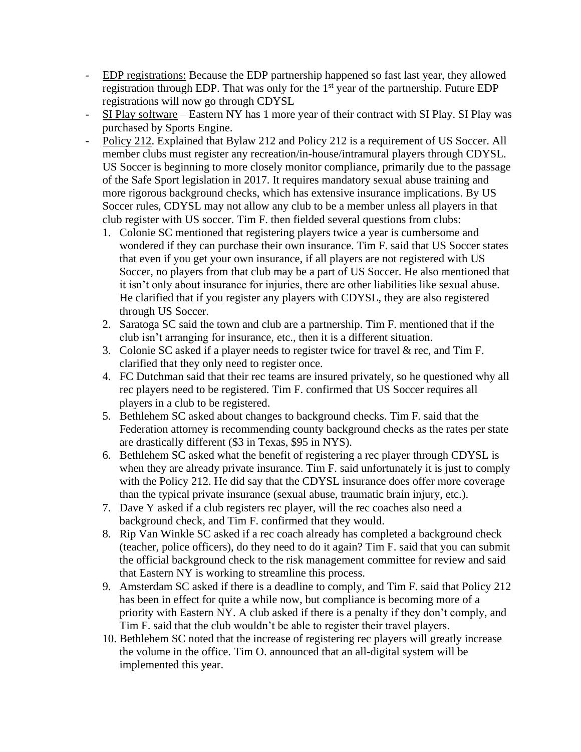- <u>EDP registrations:</u> Because the EDP partnership happened so fast last year, they allowed registration through EDP. That was only for the 1st year of the partnership. Future EDP registrations will now go through CDYSL
- <u>SI Play software</u> – Eastern NY has 1 more year of their contract with SI Play. SI Play was purchased by Sports Engine.
- <u>Policy 212</u>. Explained that Bylaw 212 and Policy 212 is a requirement of US Soccer. All member clubs must register any recreation/in-house/intramural players through CDYSL. US Soccer is beginning to more closely monitor compliance, primarily due to the passage of the Safe Sport legislation in 2017. It requires mandatory sexual abuse training and more rigorous background checks, which has extensive insurance implications. By US Soccer rules, CDYSL may not allow any club to be a member unless all players in that club register with US soccer. Tim F. then fielded several questions from clubs:
  1. Colonie SC mentioned that registering players twice a year is cumbersome and wondered if they can purchase their own insurance. Tim F. said that US Soccer states that even if you get your own insurance, if all players are not registered with US Soccer, no players from that club may be a part of US Soccer. He also mentioned that it isn't only about insurance for injuries, there are other liabilities like sexual abuse. He clarified that if you register any players with CDYSL, they are also registered through US Soccer.
  2. Saratoga SC said the town and club are a partnership. Tim F. mentioned that if the club isn't arranging for insurance, etc., then it is a different situation.
  3. Colonie SC asked if a player needs to register twice for travel & rec, and Tim F. clarified that they only need to register once.
  4. FC Dutchman said that their rec teams are insured privately, so he questioned why all rec players need to be registered. Tim F. confirmed that US Soccer requires all players in a club to be registered.
  5. Bethlehem SC asked about changes to background checks. Tim F. said that the Federation attorney is recommending county background checks as the rates per state are drastically different ($3 in Texas, $95 in NYS).
  6. Bethlehem SC asked what the benefit of registering a rec player through CDYSL is when they are already private insurance. Tim F. said unfortunately it is just to comply with the Policy 212. He did say that the CDYSL insurance does offer more coverage than the typical private insurance (sexual abuse, traumatic brain injury, etc.).
  7. Dave Y asked if a club registers rec player, will the rec coaches also need a background check, and Tim F. confirmed that they would.
  8. Rip Van Winkle SC asked if a rec coach already has completed a background check (teacher, police officers), do they need to do it again? Tim F. said that you can submit the official background check to the risk management committee for review and said that Eastern NY is working to streamline this process.
  9. Amsterdam SC asked if there is a deadline to comply, and Tim F. said that Policy 212 has been in effect for quite a while now, but compliance is becoming more of a priority with Eastern NY. A club asked if there is a penalty if they don't comply, and Tim F. said that the club wouldn't be able to register their travel players.
  10. Bethlehem SC noted that the increase of registering rec players will greatly increase the volume in the office. Tim O. announced that an all-digital system will be implemented this year.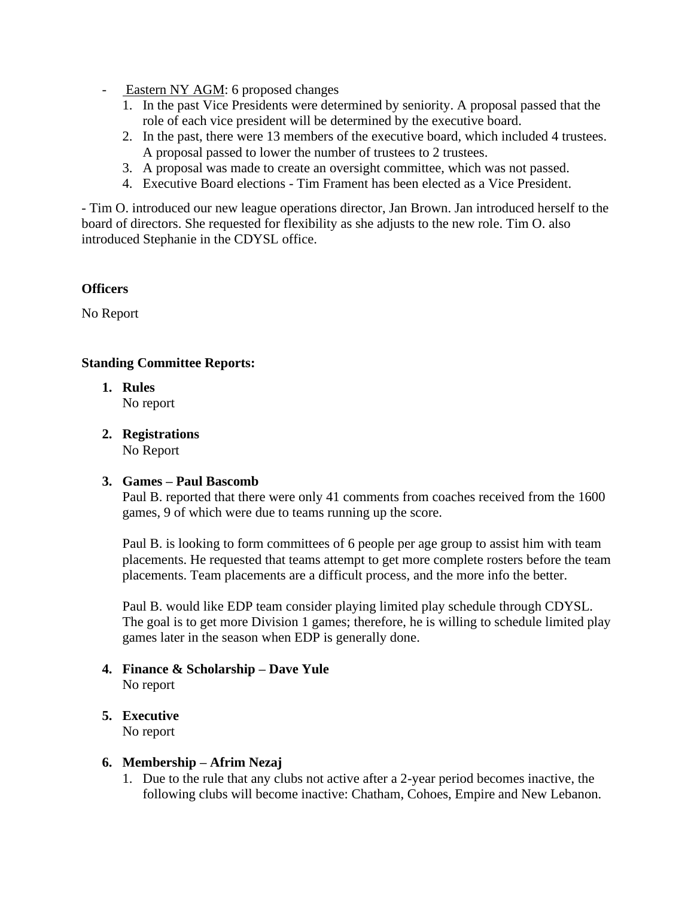- Eastern NY AGM: 6 proposed changes
  1. In the past Vice Presidents were determined by seniority. A proposal passed that the role of each vice president will be determined by the executive board.
  2. In the past, there were 13 members of the executive board, which included 4 trustees. A proposal passed to lower the number of trustees to 2 trustees.
  3. A proposal was made to create an oversight committee, which was not passed.
  4. Executive Board elections - Tim Frament has been elected as a Vice President.

- Tim O. introduced our new league operations director, Jan Brown. Jan introduced herself to the board of directors. She requested for flexibility as she adjusts to the new role. Tim O. also introduced Stephanie in the CDYSL office.

**Officers**

No Report

**Standing Committee Reports:**

1. **Rules**
   No report

2. **Registrations**
   No Report

3. **Games – Paul Bascomb**
   Paul B. reported that there were only 41 comments from coaches received from the 1600 games, 9 of which were due to teams running up the score.

   Paul B. is looking to form committees of 6 people per age group to assist him with team placements. He requested that teams attempt to get more complete rosters before the team placements. Team placements are a difficult process, and the more info the better.

   Paul B. would like EDP team consider playing limited play schedule through CDYSL. The goal is to get more Division 1 games; therefore, he is willing to schedule limited play games later in the season when EDP is generally done.

4. **Finance & Scholarship – Dave Yule**
   No report

5. **Executive**
   No report

6. **Membership – Afrim Nezaj**
   1. Due to the rule that any clubs not active after a 2-year period becomes inactive, the following clubs will become inactive: Chatham, Cohoes, Empire and New Lebanon.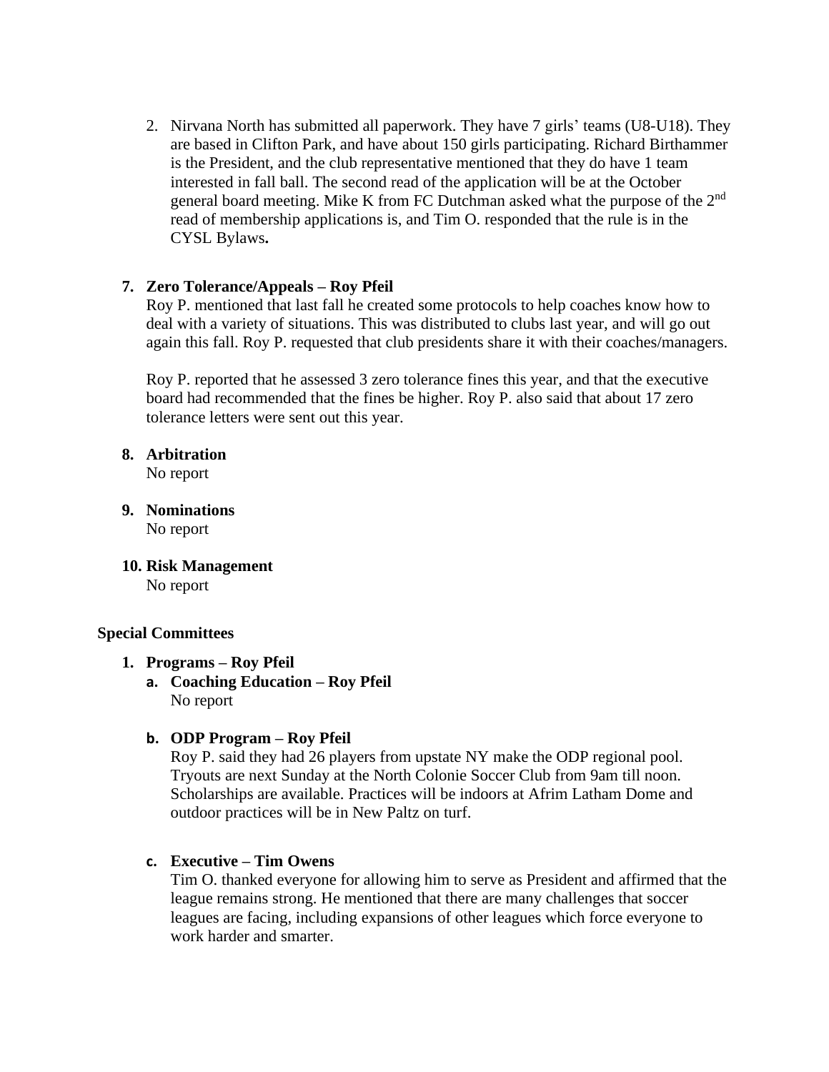2. Nirvana North has submitted all paperwork. They have 7 girls' teams (U8-U18). They are based in Clifton Park, and have about 150 girls participating. Richard Birthammer is the President, and the club representative mentioned that they do have 1 team interested in fall ball. The second read of the application will be at the October general board meeting. Mike K from FC Dutchman asked what the purpose of the 2nd read of membership applications is, and Tim O. responded that the rule is in the CYSL Bylaws**.**

**7. Zero Tolerance/Appeals – Roy Pfeil**

Roy P. mentioned that last fall he created some protocols to help coaches know how to deal with a variety of situations. This was distributed to clubs last year, and will go out again this fall. Roy P. requested that club presidents share it with their coaches/managers.

Roy P. reported that he assessed 3 zero tolerance fines this year, and that the executive board had recommended that the fines be higher. Roy P. also said that about 17 zero tolerance letters were sent out this year.

**8. Arbitration**

No report

**9. Nominations**

No report

**10. Risk Management**

No report

**Special Committees**

**1. Programs – Roy Pfeil**

**a. Coaching Education – Roy Pfeil**

No report

**b. ODP Program – Roy Pfeil**

Roy P. said they had 26 players from upstate NY make the ODP regional pool. Tryouts are next Sunday at the North Colonie Soccer Club from 9am till noon. Scholarships are available. Practices will be indoors at Afrim Latham Dome and outdoor practices will be in New Paltz on turf.

**c. Executive – Tim Owens**

Tim O. thanked everyone for allowing him to serve as President and affirmed that the league remains strong. He mentioned that there are many challenges that soccer leagues are facing, including expansions of other leagues which force everyone to work harder and smarter.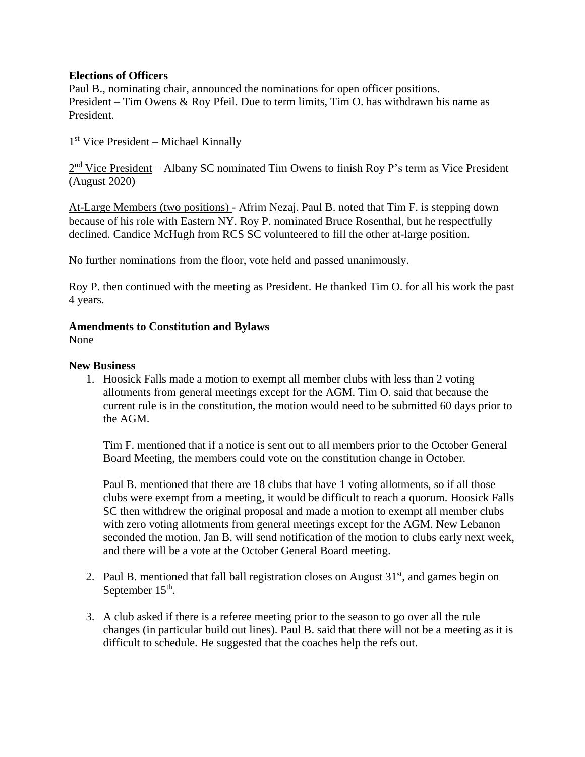**Elections of Officers**

Paul B., nominating chair, announced the nominations for open officer positions.
President – Tim Owens & Roy Pfeil. Due to term limits, Tim O. has withdrawn his name as President.

1st Vice President – Michael Kinnally

2nd Vice President – Albany SC nominated Tim Owens to finish Roy P's term as Vice President (August 2020)

At-Large Members (two positions) - Afrim Nezaj. Paul B. noted that Tim F. is stepping down because of his role with Eastern NY. Roy P. nominated Bruce Rosenthal, but he respectfully declined. Candice McHugh from RCS SC volunteered to fill the other at-large position.

No further nominations from the floor, vote held and passed unanimously.

Roy P. then continued with the meeting as President. He thanked Tim O. for all his work the past 4 years.

**Amendments to Constitution and Bylaws**

None

**New Business**

1. Hoosick Falls made a motion to exempt all member clubs with less than 2 voting allotments from general meetings except for the AGM. Tim O. said that because the current rule is in the constitution, the motion would need to be submitted 60 days prior to the AGM.

   Tim F. mentioned that if a notice is sent out to all members prior to the October General Board Meeting, the members could vote on the constitution change in October.

   Paul B. mentioned that there are 18 clubs that have 1 voting allotments, so if all those clubs were exempt from a meeting, it would be difficult to reach a quorum. Hoosick Falls SC then withdrew the original proposal and made a motion to exempt all member clubs with zero voting allotments from general meetings except for the AGM. New Lebanon seconded the motion. Jan B. will send notification of the motion to clubs early next week, and there will be a vote at the October General Board meeting.

2. Paul B. mentioned that fall ball registration closes on August 31st, and games begin on September 15th.

3. A club asked if there is a referee meeting prior to the season to go over all the rule changes (in particular build out lines). Paul B. said that there will not be a meeting as it is difficult to schedule. He suggested that the coaches help the refs out.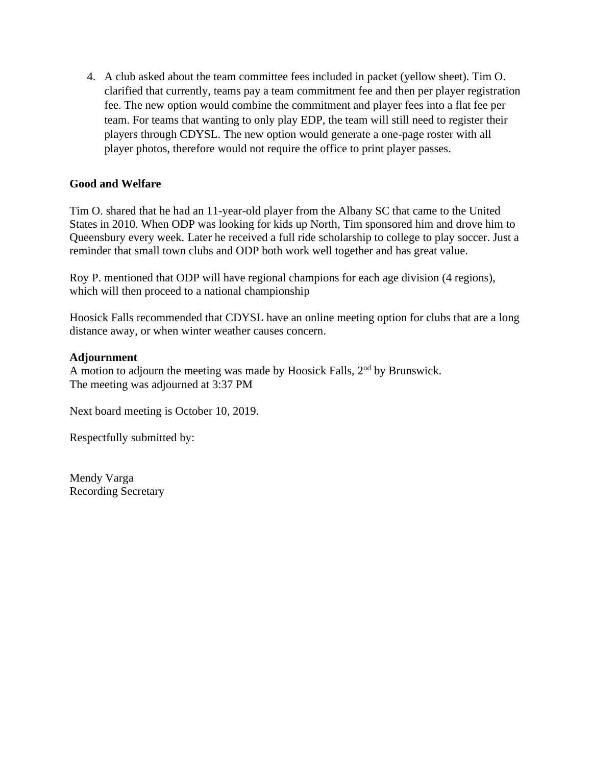4. A club asked about the team committee fees included in packet (yellow sheet). Tim O. clarified that currently, teams pay a team commitment fee and then per player registration fee. The new option would combine the commitment and player fees into a flat fee per team. For teams that wanting to only play EDP, the team will still need to register their players through CDYSL. The new option would generate a one-page roster with all player photos, therefore would not require the office to print player passes.

**Good and Welfare**

Tim O. shared that he had an 11-year-old player from the Albany SC that came to the United States in 2010. When ODP was looking for kids up North, Tim sponsored him and drove him to Queensbury every week. Later he received a full ride scholarship to college to play soccer. Just a reminder that small town clubs and ODP both work well together and has great value.

Roy P. mentioned that ODP will have regional champions for each age division (4 regions), which will then proceed to a national championship

Hoosick Falls recommended that CDYSL have an online meeting option for clubs that are a long distance away, or when winter weather causes concern.

**Adjournment**

A motion to adjourn the meeting was made by Hoosick Falls, 2nd by Brunswick.
The meeting was adjourned at 3:37 PM

Next board meeting is October 10, 2019.

Respectfully submitted by:

Mendy Varga
Recording Secretary